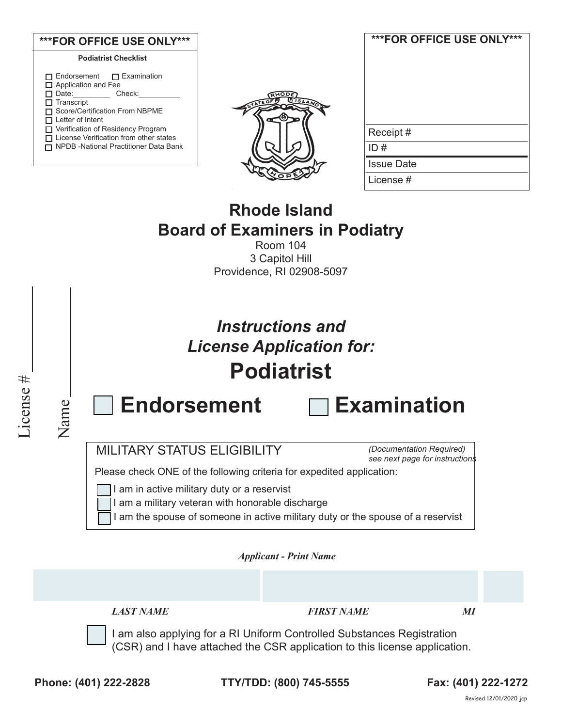**\*\*\*FOR OFFICE USE ONLY\*\*\***

**Podiatrist Checklist**

- ☐ Endorsement ☐ Examination
- ☐ Application and Fee
- ☐ Date:_________ Check:__________
- ☐ Transcript
- ☐ Score/Certification From NBPME
- ☐ Letter of Intent
- ☐ Verification of Residency Program
- ☐ License Verification from other states
- ☐ NPDB -National Practitioner Data Bank

**\*\*\*FOR OFFICE USE ONLY\*\*\***

| |
|---|
| Receipt # |
| ID # |
| Issue Date |
| License # |

License # ____________

Name ____________

# Rhode Island
# Board of Examiners in Podiatry

Room 104
3 Capitol Hill
Providence, RI 02908-5097

## *Instructions and License Application for:*
## Podiatrist

☐ **Endorsement** ☐ **Examination**

MILITARY STATUS ELIGIBILITY *(Documentation Required) see next page for instructions*

Please check ONE of the following criteria for expedited application:

- ☐ I am in active military duty or a reservist
- ☐ I am a military veteran with honorable discharge
- ☐ I am the spouse of someone in active military duty or the spouse of a reservist

***Applicant - Print Name***

| | | |
|---|---|---|
| ***LAST NAME*** | ***FIRST NAME*** | ***MI*** |

☐ I am also applying for a RI Uniform Controlled Substances Registration (CSR) and I have attached the CSR application to this license application.

**Phone: (401) 222-2828** **TTY/TDD: (800) 745-5555** **Fax: (401) 222-1272**

Revised 12/01/2020 jcp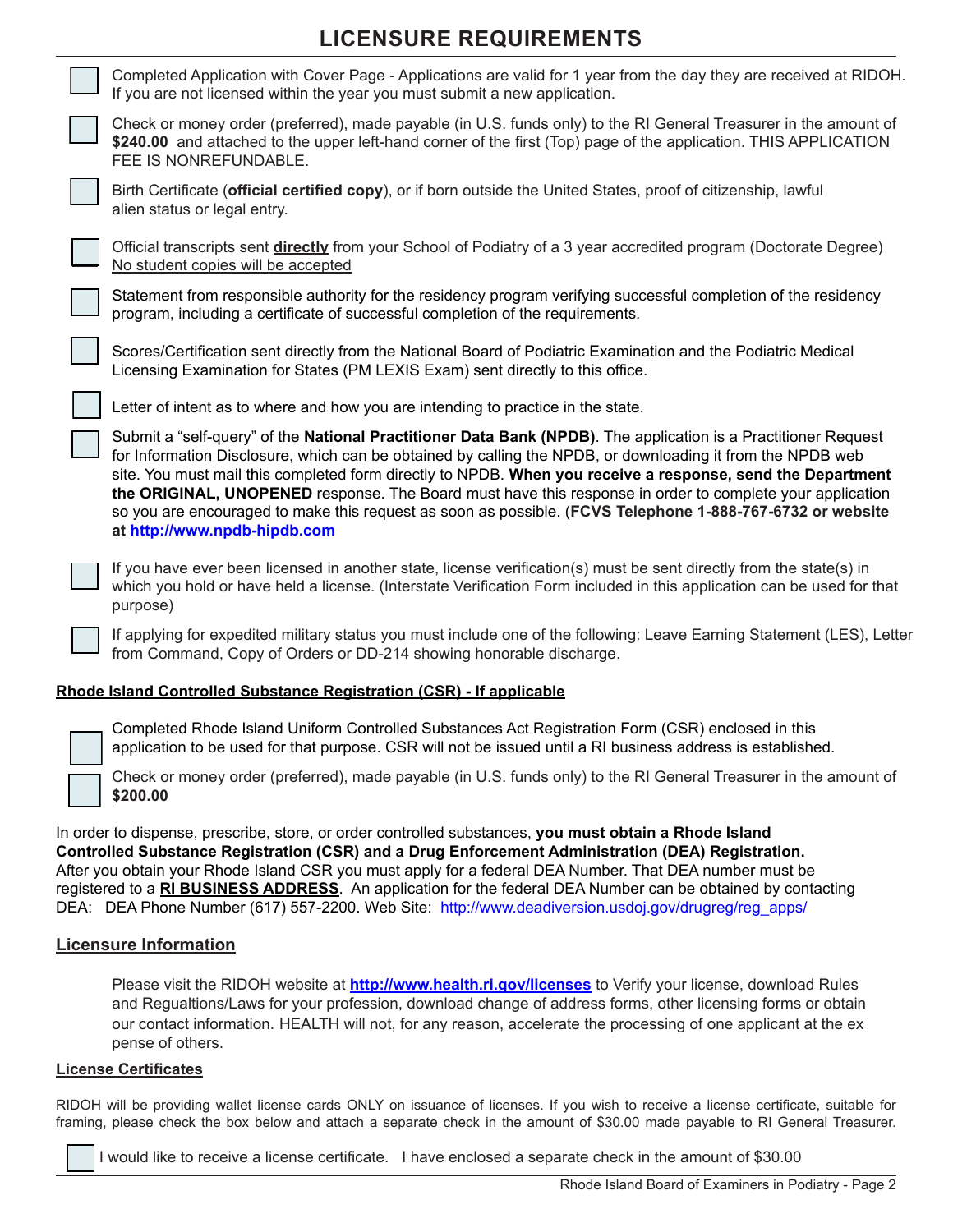# LICENSURE REQUIREMENTS

- [ ] Completed Application with Cover Page - Applications are valid for 1 year from the day they are received at RIDOH. If you are not licensed within the year you must submit a new application.
- [ ] Check or money order (preferred), made payable (in U.S. funds only) to the RI General Treasurer in the amount of **$240.00** and attached to the upper left-hand corner of the first (Top) page of the application. THIS APPLICATION FEE IS NONREFUNDABLE.
- [ ] Birth Certificate (**official certified copy**), or if born outside the United States, proof of citizenship, lawful alien status or legal entry.
- [ ] Official transcripts sent **directly** from your School of Podiatry of a 3 year accredited program (Doctorate Degree) No student copies will be accepted
- [ ] Statement from responsible authority for the residency program verifying successful completion of the residency program, including a certificate of successful completion of the requirements.
- [ ] Scores/Certification sent directly from the National Board of Podiatric Examination and the Podiatric Medical Licensing Examination for States (PM LEXIS Exam) sent directly to this office.
- [ ] Letter of intent as to where and how you are intending to practice in the state.
- [ ] Submit a "self-query" of the **National Practitioner Data Bank (NPDB)**. The application is a Practitioner Request for Information Disclosure, which can be obtained by calling the NPDB, or downloading it from the NPDB web site. You must mail this completed form directly to NPDB. **When you receive a response, send the Department the ORIGINAL, UNOPENED** response. The Board must have this response in order to complete your application so you are encouraged to make this request as soon as possible. (**FCVS Telephone 1-888-767-6732 or website at http://www.npdb-hipdb.com**
- [ ] If you have ever been licensed in another state, license verification(s) must be sent directly from the state(s) in which you hold or have held a license. (Interstate Verification Form included in this application can be used for that purpose)
- [ ] If applying for expedited military status you must include one of the following: Leave Earning Statement (LES), Letter from Command, Copy of Orders or DD-214 showing honorable discharge.

## Rhode Island Controlled Substance Registration (CSR) - If applicable

- [ ] Completed Rhode Island Uniform Controlled Substances Act Registration Form (CSR) enclosed in this application to be used for that purpose. CSR will not be issued until a RI business address is established.
- [ ] Check or money order (preferred), made payable (in U.S. funds only) to the RI General Treasurer in the amount of **$200.00**

In order to dispense, prescribe, store, or order controlled substances, **you must obtain a Rhode Island Controlled Substance Registration (CSR) and a Drug Enforcement Administration (DEA) Registration.** After you obtain your Rhode Island CSR you must apply for a federal DEA Number. That DEA number must be registered to a **RI BUSINESS ADDRESS**. An application for the federal DEA Number can be obtained by contacting DEA: DEA Phone Number (617) 557-2200. Web Site: http://www.deadiversion.usdoj.gov/drugreg/reg_apps/

## Licensure Information

Please visit the RIDOH website at **http://www.health.ri.gov/licenses** to Verify your license, download Rules and Regualtions/Laws for your profession, download change of address forms, other licensing forms or obtain our contact information. HEALTH will not, for any reason, accelerate the processing of one applicant at the ex pense of others.

## License Certificates

RIDOH will be providing wallet license cards ONLY on issuance of licenses. If you wish to receive a license certificate, suitable for framing, please check the box below and attach a separate check in the amount of $30.00 made payable to RI General Treasurer.

- [ ] I would like to receive a license certificate. I have enclosed a separate check in the amount of $30.00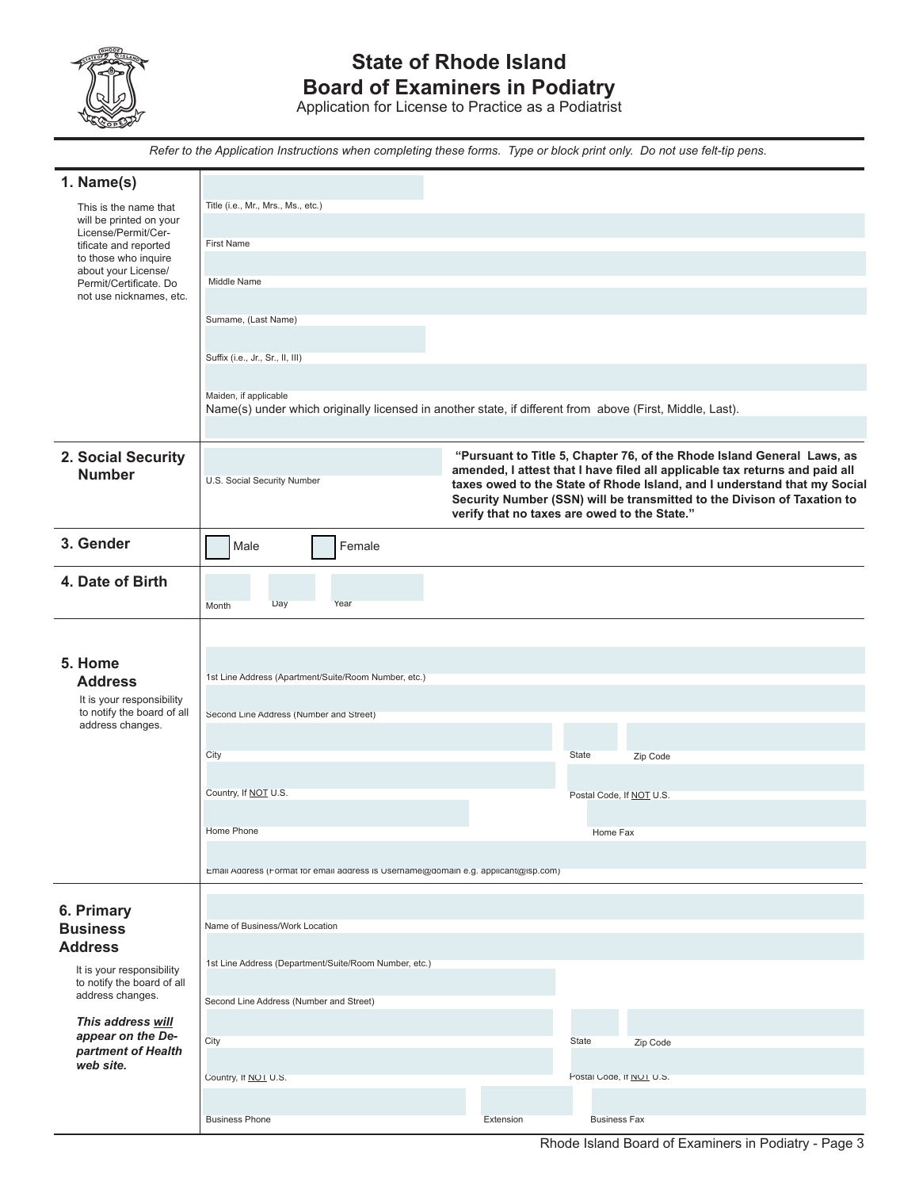# State of Rhode Island
# Board of Examiners in Podiatry

Application for License to Practice as a Podiatrist

*Refer to the Application Instructions when completing these forms. Type or block print only. Do not use felt-tip pens.*

## 1. Name(s)

This is the name that will be printed on your License/Permit/Certificate and reported to those who inquire about your License/Permit/Certificate. Do not use nicknames, etc.

Title (i.e., Mr., Mrs., Ms., etc.)

First Name

Middle Name

Surname, (Last Name)

Suffix (i.e., Jr., Sr., II, III)

Maiden, if applicable

Name(s) under which originally licensed in another state, if different from above (First, Middle, Last).

## 2. Social Security Number

U.S. Social Security Number

**"Pursuant to Title 5, Chapter 76, of the Rhode Island General Laws, as amended, I attest that I have filed all applicable tax returns and paid all taxes owed to the State of Rhode Island, and I understand that my Social Security Number (SSN) will be transmitted to the Divison of Taxation to verify that no taxes are owed to the State."**

## 3. Gender

☐ Male ☐ Female

## 4. Date of Birth

Month Day Year

## 5. Home Address

It is your responsibility to notify the board of all address changes.

1st Line Address (Apartment/Suite/Room Number, etc.)

Second Line Address (Number and Street)

City State Zip Code

Country, If NOT U.S. Postal Code, If NOT U.S.

Home Phone Home Fax

Email Address (Format for email address is Username@domain e.g. applicant@isp.com)

## 6. Primary Business Address

It is your responsibility to notify the board of all address changes.

***This address will appear on the Department of Health web site.***

Name of Business/Work Location

1st Line Address (Department/Suite/Room Number, etc.)

Second Line Address (Number and Street)

City State Zip Code

Country, If NOT U.S. Postal Code, If NOT U.S.

Business Phone Extension Business Fax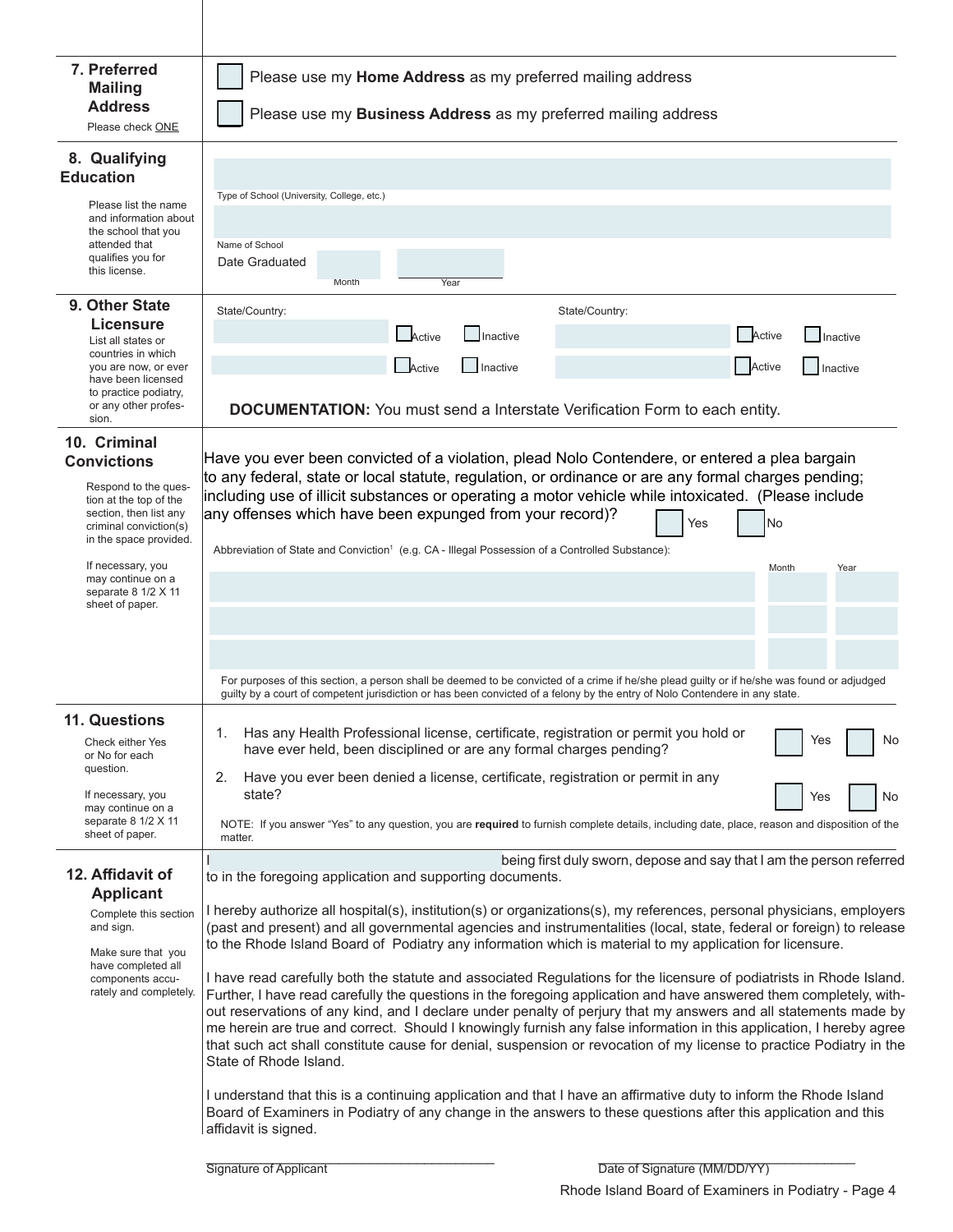## 7. Preferred Mailing Address

Please check ONE

☐ Please use my **Home Address** as my preferred mailing address

☐ Please use my **Business Address** as my preferred mailing address

## 8. Qualifying Education

Please list the name and information about the school that you attended that qualifies you for this license.

Type of School (University, College, etc.)

Name of School

Date Graduated ______ Month ______ Year

## 9. Other State Licensure

List all states or countries in which you are now, or ever have been licensed to practice podiatry, or any other profession.

| State/Country: | | | State/Country: | | |
|---|---|---|---|---|---|
| | ☐ Active | ☐ Inactive | | ☐ Active | ☐ Inactive |
| | ☐ Active | ☐ Inactive | | ☐ Active | ☐ Inactive |

**DOCUMENTATION:** You must send a Interstate Verification Form to each entity.

## 10. Criminal Convictions

Respond to the question at the top of the section, then list any criminal conviction(s) in the space provided.

If necessary, you may continue on a separate 8 1/2 X 11 sheet of paper.

Have you ever been convicted of a violation, plead Nolo Contendere, or entered a plea bargain to any federal, state or local statute, regulation, or ordinance or are any formal charges pending; including use of illicit substances or operating a motor vehicle while intoxicated. (Please include any offenses which have been expunged from your record)? ☐ Yes ☐ No

| Abbreviation of State and Conviction[1] (e.g. CA - Illegal Possession of a Controlled Substance): | Month | Year |
|---|---|---|
| | | |
| | | |
| | | |

For purposes of this section, a person shall be deemed to be convicted of a crime if he/she plead guilty or if he/she was found or adjudged guilty by a court of competent jurisdiction or has been convicted of a felony by the entry of Nolo Contendere in any state.

## 11. Questions

Check either Yes or No for each question.

If necessary, you may continue on a separate 8 1/2 X 11 sheet of paper.

1. Has any Health Professional license, certificate, registration or permit you hold or have ever held, been disciplined or are any formal charges pending? ☐ Yes ☐ No
2. Have you ever been denied a license, certificate, registration or permit in any state? ☐ Yes ☐ No

NOTE: If you answer "Yes" to any question, you are **required** to furnish complete details, including date, place, reason and disposition of the matter.

## 12. Affidavit of Applicant

Complete this section and sign.

Make sure that you have completed all components accurately and completely.

I ______________________ being first duly sworn, depose and say that I am the person referred to in the foregoing application and supporting documents.

I hereby authorize all hospital(s), institution(s) or organizations(s), my references, personal physicians, employers (past and present) and all governmental agencies and instrumentalities (local, state, federal or foreign) to release to the Rhode Island Board of Podiatry any information which is material to my application for licensure.

I have read carefully both the statute and associated Regulations for the licensure of podiatrists in Rhode Island. Further, I have read carefully the questions in the foregoing application and have answered them completely, without reservations of any kind, and I declare under penalty of perjury that my answers and all statements made by me herein are true and correct. Should I knowingly furnish any false information in this application, I hereby agree that such act shall constitute cause for denial, suspension or revocation of my license to practice Podiatry in the State of Rhode Island.

I understand that this is a continuing application and that I have an affirmative duty to inform the Rhode Island Board of Examiners in Podiatry of any change in the answers to these questions after this application and this affidavit is signed.

______________________ Signature of Applicant

______________________ Date of Signature (MM/DD/YY)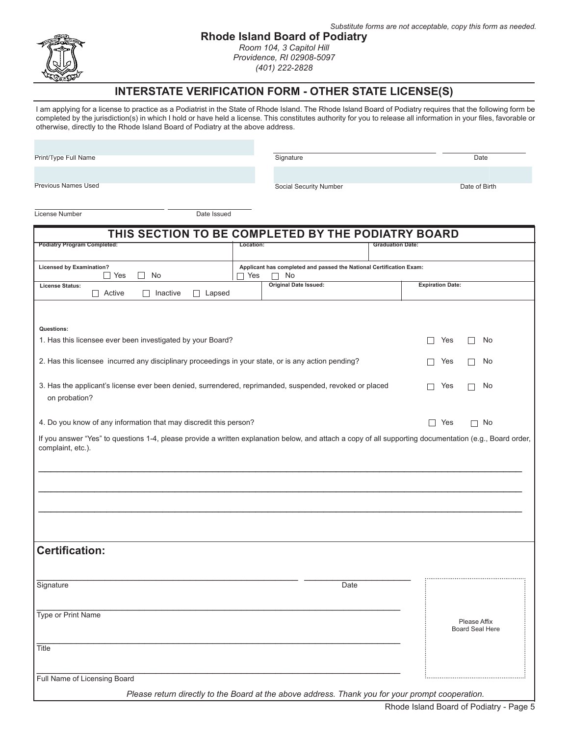*Substitute forms are not acceptable, copy this form as needed.*

**Rhode Island Board of Podiatry**
*Room 104, 3 Capitol Hill*
*Providence, RI 02908-5097*
*(401) 222-2828*

## INTERSTATE VERIFICATION FORM - OTHER STATE LICENSE(S)

I am applying for a license to practice as a Podiatrist in the State of Rhode Island. The Rhode Island Board of Podiatry requires that the following form be completed by the jurisdiction(s) in which I hold or have held a license. This constitutes authority for you to release all information in your files, favorable or otherwise, directly to the Rhode Island Board of Podiatry at the above address.

| | | |
|---|---|---|
| Print/Type Full Name | Signature | Date |
| Previous Names Used | Social Security Number | Date of Birth |
| License Number | Date Issued | |

## THIS SECTION TO BE COMPLETED BY THE PODIATRY BOARD

| | | |
|---|---|---|
| **Podiatry Program Completed:** | **Location:** | **Graduation Date:** |
| **Licensed by Examination?** ☐ Yes ☐ No | **Applicant has completed and passed the National Certification Exam:** ☐ Yes ☐ No | |
| **License Status:** ☐ Active ☐ Inactive ☐ Lapsed | **Original Date Issued:** | **Expiration Date:** |

**Questions:**

1. Has this licensee ever been investigated by your Board? ☐ Yes ☐ No
2. Has this licensee incurred any disciplinary proceedings in your state, or is any action pending? ☐ Yes ☐ No
3. Has the applicant's license ever been denied, surrendered, reprimanded, suspended, revoked or placed on probation? ☐ Yes ☐ No
4. Do you know of any information that may discredit this person? ☐ Yes ☐ No

If you answer "Yes" to questions 1-4, please provide a written explanation below, and attach a copy of all supporting documentation (e.g., Board order, complaint, etc.).

______________________________________________________________________

______________________________________________________________________

______________________________________________________________________

### Certification:

Signature ______________________ Date ______________

Type or Print Name ______________________

Title ______________________

Full Name of Licensing Board ______________________

Please Affix Board Seal Here

*Please return directly to the Board at the above address. Thank you for your prompt cooperation.*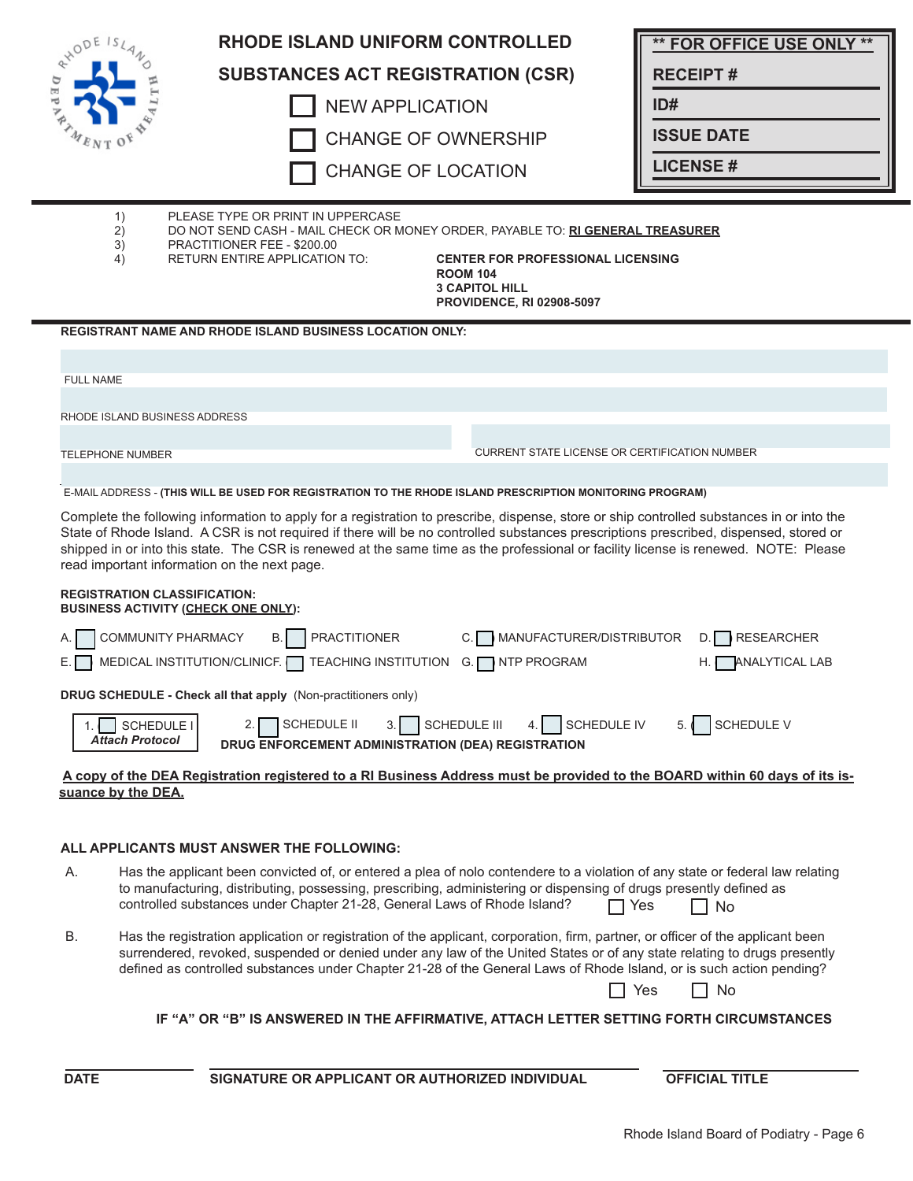# RHODE ISLAND UNIFORM CONTROLLED SUBSTANCES ACT REGISTRATION (CSR)

☐ NEW APPLICATION

☐ CHANGE OF OWNERSHIP

☐ CHANGE OF LOCATION

**\*\* FOR OFFICE USE ONLY \*\***

**RECEIPT #**

**ID#**

**ISSUE DATE**

**LICENSE #**

---

1) PLEASE TYPE OR PRINT IN UPPERCASE
2) DO NOT SEND CASH - MAIL CHECK OR MONEY ORDER, PAYABLE TO: **RI GENERAL TREASURER**
3) PRACTITIONER FEE - $200.00
4) RETURN ENTIRE APPLICATION TO: **CENTER FOR PROFESSIONAL LICENSING**
   **ROOM 104**
   **3 CAPITOL HILL**
   **PROVIDENCE, RI 02908-5097**

---

**REGISTRANT NAME AND RHODE ISLAND BUSINESS LOCATION ONLY:**

FULL NAME

RHODE ISLAND BUSINESS ADDRESS

TELEPHONE NUMBER

CURRENT STATE LICENSE OR CERTIFICATION NUMBER

E-MAIL ADDRESS - **(THIS WILL BE USED FOR REGISTRATION TO THE RHODE ISLAND PRESCRIPTION MONITORING PROGRAM)**

Complete the following information to apply for a registration to prescribe, dispense, store or ship controlled substances in or into the State of Rhode Island. A CSR is not required if there will be no controlled substances prescriptions prescribed, dispensed, stored or shipped in or into this state. The CSR is renewed at the same time as the professional or facility license is renewed. NOTE: Please read important information on the next page.

**REGISTRATION CLASSIFICATION:**
**BUSINESS ACTIVITY (CHECK ONE ONLY):**

A. ☐ COMMUNITY PHARMACY
B. ☐ PRACTITIONER
C. ☐ MANUFACTURER/DISTRIBUTOR
D. ☐ RESEARCHER
E. ☐ MEDICAL INSTITUTION/CLINIC
F. ☐ TEACHING INSTITUTION
G. ☐ NTP PROGRAM
H. ☐ ANALYTICAL LAB

**DRUG SCHEDULE - Check all that apply** (Non-practitioners only)

1. ☐ SCHEDULE I *Attach Protocol*
2. ☐ SCHEDULE II
3. ☐ SCHEDULE III
4. ☐ SCHEDULE IV
5. ☐ SCHEDULE V

**DRUG ENFORCEMENT ADMINISTRATION (DEA) REGISTRATION**

**A copy of the DEA Registration registered to a RI Business Address must be provided to the BOARD within 60 days of its issuance by the DEA.**

**ALL APPLICANTS MUST ANSWER THE FOLLOWING:**

A. Has the applicant been convicted of, or entered a plea of nolo contendere to a violation of any state or federal law relating to manufacturing, distributing, possessing, prescribing, administering or dispensing of drugs presently defined as controlled substances under Chapter 21-28, General Laws of Rhode Island? ☐ Yes ☐ No

B. Has the registration application or registration of the applicant, corporation, firm, partner, or officer of the applicant been surrendered, revoked, suspended or denied under any law of the United States or of any state relating to drugs presently defined as controlled substances under Chapter 21-28 of the General Laws of Rhode Island, or is such action pending? ☐ Yes ☐ No

**IF "A" OR "B" IS ANSWERED IN THE AFFIRMATIVE, ATTACH LETTER SETTING FORTH CIRCUMSTANCES**

**DATE** | **SIGNATURE OR APPLICANT OR AUTHORIZED INDIVIDUAL** | **OFFICIAL TITLE**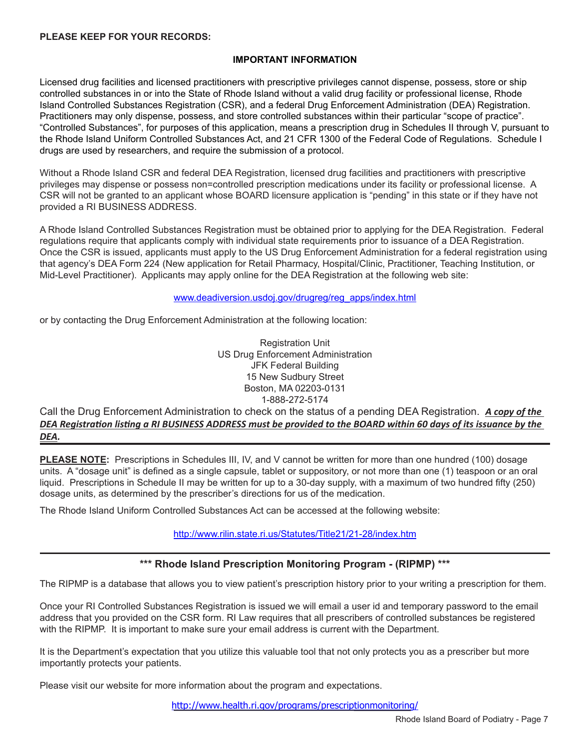**PLEASE KEEP FOR YOUR RECORDS:**

**IMPORTANT INFORMATION**

Licensed drug facilities and licensed practitioners with prescriptive privileges cannot dispense, possess, store or ship controlled substances in or into the State of Rhode Island without a valid drug facility or professional license, Rhode Island Controlled Substances Registration (CSR), and a federal Drug Enforcement Administration (DEA) Registration. Practitioners may only dispense, possess, and store controlled substances within their particular "scope of practice". "Controlled Substances", for purposes of this application, means a prescription drug in Schedules II through V, pursuant to the Rhode Island Uniform Controlled Substances Act, and 21 CFR 1300 of the Federal Code of Regulations. Schedule I drugs are used by researchers, and require the submission of a protocol.

Without a Rhode Island CSR and federal DEA Registration, licensed drug facilities and practitioners with prescriptive privileges may dispense or possess non=controlled prescription medications under its facility or professional license. A CSR will not be granted to an applicant whose BOARD licensure application is "pending" in this state or if they have not provided a RI BUSINESS ADDRESS.

A Rhode Island Controlled Substances Registration must be obtained prior to applying for the DEA Registration. Federal regulations require that applicants comply with individual state requirements prior to issuance of a DEA Registration. Once the CSR is issued, applicants must apply to the US Drug Enforcement Administration for a federal registration using that agency's DEA Form 224 (New application for Retail Pharmacy, Hospital/Clinic, Practitioner, Teaching Institution, or Mid-Level Practitioner). Applicants may apply online for the DEA Registration at the following web site:

www.deadiversion.usdoj.gov/drugreg/reg_apps/index.html

or by contacting the Drug Enforcement Administration at the following location:

Registration Unit
US Drug Enforcement Administration
JFK Federal Building
15 New Sudbury Street
Boston, MA 02203-0131
1-888-272-5174

Call the Drug Enforcement Administration to check on the status of a pending DEA Registration. ***A copy of the DEA Registration listing a RI BUSINESS ADDRESS must be provided to the BOARD within 60 days of its issuance by the DEA.***

---

**PLEASE NOTE:** Prescriptions in Schedules III, IV, and V cannot be written for more than one hundred (100) dosage units. A "dosage unit" is defined as a single capsule, tablet or suppository, or not more than one (1) teaspoon or an oral liquid. Prescriptions in Schedule II may be written for up to a 30-day supply, with a maximum of two hundred fifty (250) dosage units, as determined by the prescriber's directions for us of the medication.

The Rhode Island Uniform Controlled Substances Act can be accessed at the following website:

http://www.rilin.state.ri.us/Statutes/Title21/21-28/index.htm

---

**\*\*\* Rhode Island Prescription Monitoring Program - (RIPMP) \*\*\***

The RIPMP is a database that allows you to view patient's prescription history prior to your writing a prescription for them.

Once your RI Controlled Substances Registration is issued we will email a user id and temporary password to the email address that you provided on the CSR form. RI Law requires that all prescribers of controlled substances be registered with the RIPMP. It is important to make sure your email address is current with the Department.

It is the Department's expectation that you utilize this valuable tool that not only protects you as a prescriber but more importantly protects your patients.

Please visit our website for more information about the program and expectations.

http://www.health.ri.gov/programs/prescriptionmonitoring/